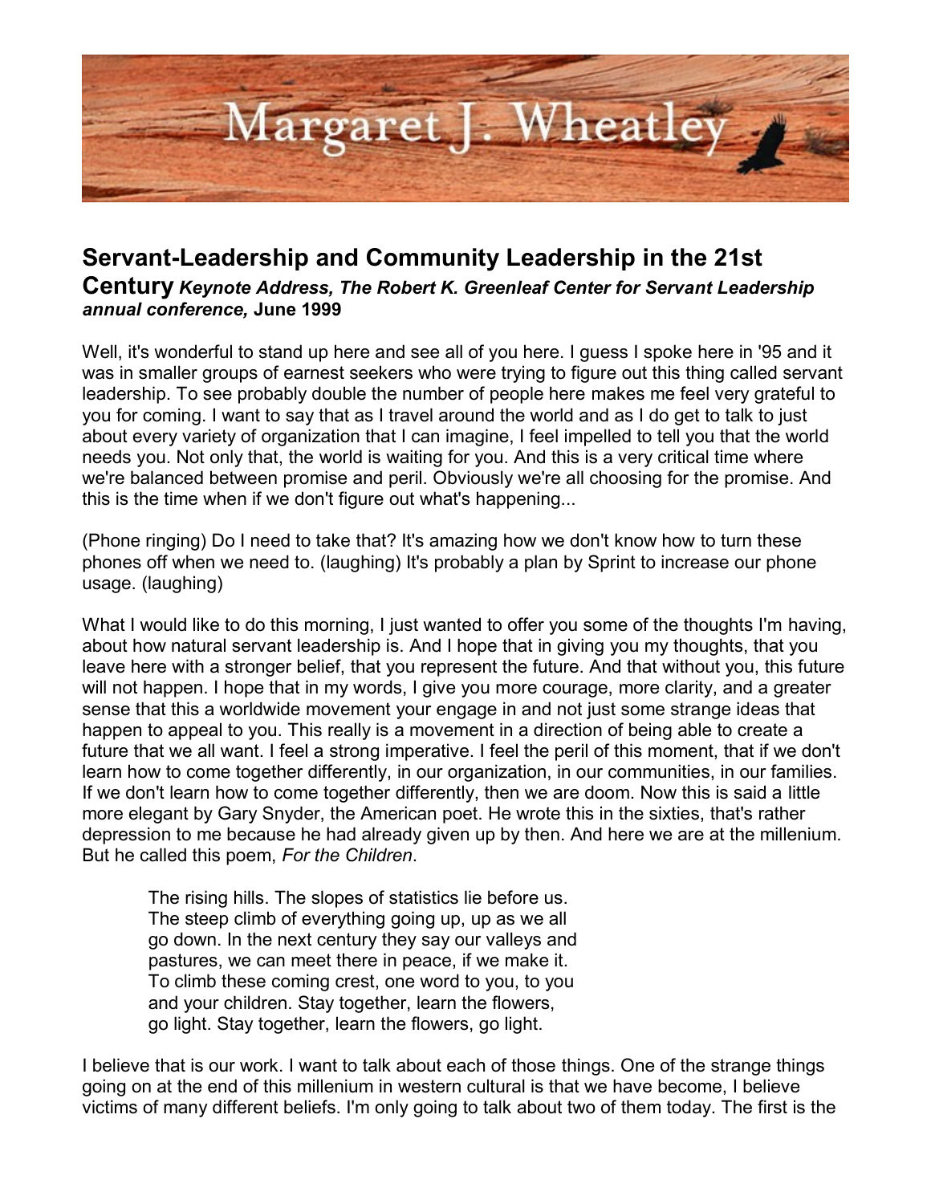Margaret J. Wheatley

## Servant-Leadership and Community Leadership in the 21st Century *Keynote Address, The Robert K. Greenleaf Center for Servant Leadership annual conference,* June 1999

Well, it's wonderful to stand up here and see all of you here. I guess I spoke here in '95 and it was in smaller groups of earnest seekers who were trying to figure out this thing called servant leadership. To see probably double the number of people here makes me feel very grateful to you for coming. I want to say that as I travel around the world and as I do get to talk to just about every variety of organization that I can imagine, I feel impelled to tell you that the world needs you. Not only that, the world is waiting for you. And this is a very critical time where we're balanced between promise and peril. Obviously we're all choosing for the promise. And this is the time when if we don't figure out what's happening...

(Phone ringing) Do I need to take that? It's amazing how we don't know how to turn these phones off when we need to. (laughing) It's probably a plan by Sprint to increase our phone usage. (laughing)

What I would like to do this morning, I just wanted to offer you some of the thoughts I'm having, about how natural servant leadership is. And I hope that in giving you my thoughts, that you leave here with a stronger belief, that you represent the future. And that without you, this future will not happen. I hope that in my words, I give you more courage, more clarity, and a greater sense that this a worldwide movement your engage in and not just some strange ideas that happen to appeal to you. This really is a movement in a direction of being able to create a future that we all want. I feel a strong imperative. I feel the peril of this moment, that if we don't learn how to come together differently, in our organization, in our communities, in our families. If we don't learn how to come together differently, then we are doom. Now this is said a little more elegant by Gary Snyder, the American poet. He wrote this in the sixties, that's rather depression to me because he had already given up by then. And here we are at the millenium. But he called this poem, *For the Children*.

> The rising hills. The slopes of statistics lie before us.
> The steep climb of everything going up, up as we all
> go down. In the next century they say our valleys and
> pastures, we can meet there in peace, if we make it.
> To climb these coming crest, one word to you, to you
> and your children. Stay together, learn the flowers,
> go light. Stay together, learn the flowers, go light.

I believe that is our work. I want to talk about each of those things. One of the strange things going on at the end of this millenium in western cultural is that we have become, I believe victims of many different beliefs. I'm only going to talk about two of them today. The first is the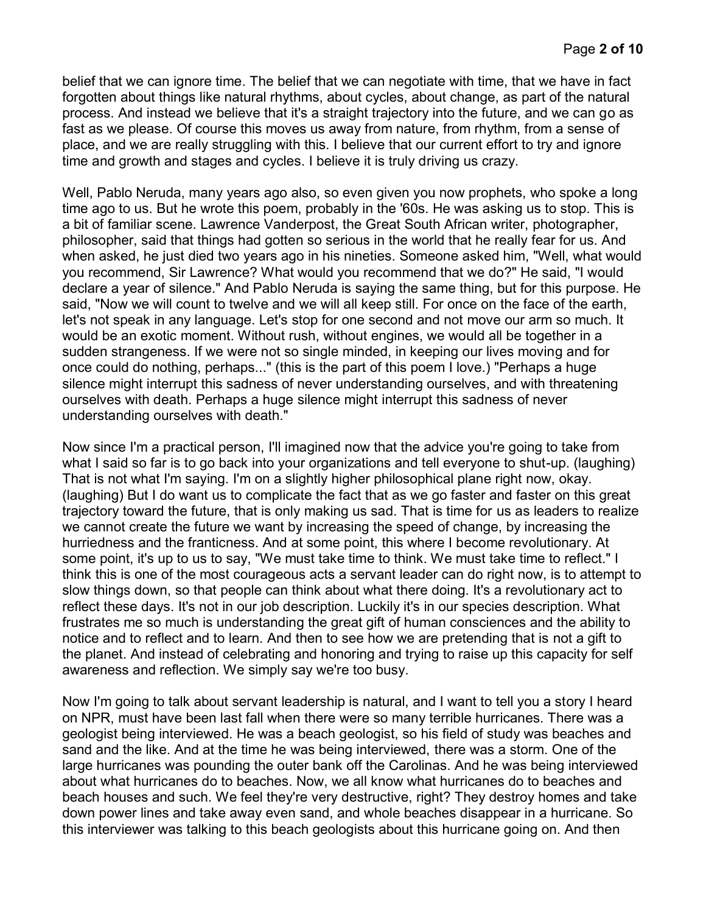belief that we can ignore time. The belief that we can negotiate with time, that we have in fact forgotten about things like natural rhythms, about cycles, about change, as part of the natural process. And instead we believe that it's a straight trajectory into the future, and we can go as fast as we please. Of course this moves us away from nature, from rhythm, from a sense of place, and we are really struggling with this. I believe that our current effort to try and ignore time and growth and stages and cycles. I believe it is truly driving us crazy.

Well, Pablo Neruda, many years ago also, so even given you now prophets, who spoke a long time ago to us. But he wrote this poem, probably in the '60s. He was asking us to stop. This is a bit of familiar scene. Lawrence Vanderpost, the Great South African writer, photographer, philosopher, said that things had gotten so serious in the world that he really fear for us. And when asked, he just died two years ago in his nineties. Someone asked him, "Well, what would you recommend, Sir Lawrence? What would you recommend that we do?" He said, "I would declare a year of silence." And Pablo Neruda is saying the same thing, but for this purpose. He said, "Now we will count to twelve and we will all keep still. For once on the face of the earth, let's not speak in any language. Let's stop for one second and not move our arm so much. It would be an exotic moment. Without rush, without engines, we would all be together in a sudden strangeness. If we were not so single minded, in keeping our lives moving and for once could do nothing, perhaps..." (this is the part of this poem I love.) "Perhaps a huge silence might interrupt this sadness of never understanding ourselves, and with threatening ourselves with death. Perhaps a huge silence might interrupt this sadness of never understanding ourselves with death."

Now since I'm a practical person, I'll imagined now that the advice you're going to take from what I said so far is to go back into your organizations and tell everyone to shut-up. (laughing) That is not what I'm saying. I'm on a slightly higher philosophical plane right now, okay. (laughing) But I do want us to complicate the fact that as we go faster and faster on this great trajectory toward the future, that is only making us sad. That is time for us as leaders to realize we cannot create the future we want by increasing the speed of change, by increasing the hurriedness and the franticness. And at some point, this where I become revolutionary. At some point, it's up to us to say, "We must take time to think. We must take time to reflect." I think this is one of the most courageous acts a servant leader can do right now, is to attempt to slow things down, so that people can think about what there doing. It's a revolutionary act to reflect these days. It's not in our job description. Luckily it's in our species description. What frustrates me so much is understanding the great gift of human consciences and the ability to notice and to reflect and to learn. And then to see how we are pretending that is not a gift to the planet. And instead of celebrating and honoring and trying to raise up this capacity for self awareness and reflection. We simply say we're too busy.

Now I'm going to talk about servant leadership is natural, and I want to tell you a story I heard on NPR, must have been last fall when there were so many terrible hurricanes. There was a geologist being interviewed. He was a beach geologist, so his field of study was beaches and sand and the like. And at the time he was being interviewed, there was a storm. One of the large hurricanes was pounding the outer bank off the Carolinas. And he was being interviewed about what hurricanes do to beaches. Now, we all know what hurricanes do to beaches and beach houses and such. We feel they're very destructive, right? They destroy homes and take down power lines and take away even sand, and whole beaches disappear in a hurricane. So this interviewer was talking to this beach geologists about this hurricane going on. And then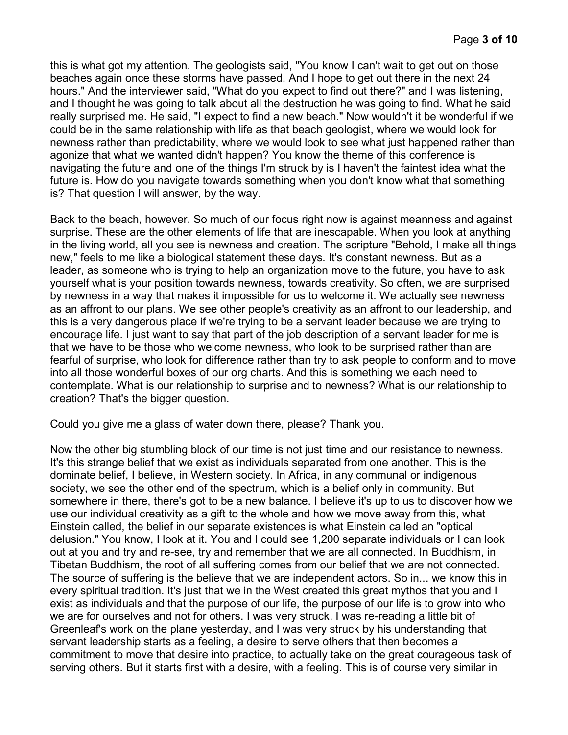this is what got my attention. The geologists said, "You know I can't wait to get out on those beaches again once these storms have passed. And I hope to get out there in the next 24 hours." And the interviewer said, "What do you expect to find out there?" and I was listening, and I thought he was going to talk about all the destruction he was going to find. What he said really surprised me. He said, "I expect to find a new beach." Now wouldn't it be wonderful if we could be in the same relationship with life as that beach geologist, where we would look for newness rather than predictability, where we would look to see what just happened rather than agonize that what we wanted didn't happen? You know the theme of this conference is navigating the future and one of the things I'm struck by is I haven't the faintest idea what the future is. How do you navigate towards something when you don't know what that something is? That question I will answer, by the way.

Back to the beach, however. So much of our focus right now is against meanness and against surprise. These are the other elements of life that are inescapable. When you look at anything in the living world, all you see is newness and creation. The scripture "Behold, I make all things new," feels to me like a biological statement these days. It's constant newness. But as a leader, as someone who is trying to help an organization move to the future, you have to ask yourself what is your position towards newness, towards creativity. So often, we are surprised by newness in a way that makes it impossible for us to welcome it. We actually see newness as an affront to our plans. We see other people's creativity as an affront to our leadership, and this is a very dangerous place if we're trying to be a servant leader because we are trying to encourage life. I just want to say that part of the job description of a servant leader for me is that we have to be those who welcome newness, who look to be surprised rather than are fearful of surprise, who look for difference rather than try to ask people to conform and to move into all those wonderful boxes of our org charts. And this is something we each need to contemplate. What is our relationship to surprise and to newness? What is our relationship to creation? That's the bigger question.

Could you give me a glass of water down there, please? Thank you.

Now the other big stumbling block of our time is not just time and our resistance to newness. It's this strange belief that we exist as individuals separated from one another. This is the dominate belief, I believe, in Western society. In Africa, in any communal or indigenous society, we see the other end of the spectrum, which is a belief only in community. But somewhere in there, there's got to be a new balance. I believe it's up to us to discover how we use our individual creativity as a gift to the whole and how we move away from this, what Einstein called, the belief in our separate existences is what Einstein called an "optical delusion." You know, I look at it. You and I could see 1,200 separate individuals or I can look out at you and try and re-see, try and remember that we are all connected. In Buddhism, in Tibetan Buddhism, the root of all suffering comes from our belief that we are not connected. The source of suffering is the believe that we are independent actors. So in... we know this in every spiritual tradition. It's just that we in the West created this great mythos that you and I exist as individuals and that the purpose of our life, the purpose of our life is to grow into who we are for ourselves and not for others. I was very struck. I was re-reading a little bit of Greenleaf's work on the plane yesterday, and I was very struck by his understanding that servant leadership starts as a feeling, a desire to serve others that then becomes a commitment to move that desire into practice, to actually take on the great courageous task of serving others. But it starts first with a desire, with a feeling. This is of course very similar in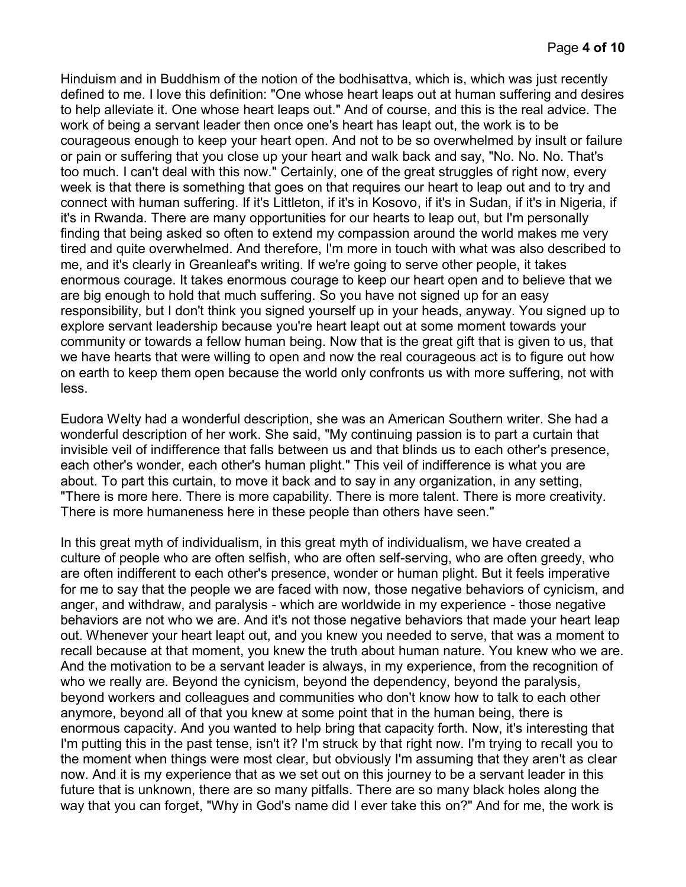Hinduism and in Buddhism of the notion of the bodhisattva, which is, which was just recently defined to me. I love this definition: "One whose heart leaps out at human suffering and desires to help alleviate it. One whose heart leaps out." And of course, and this is the real advice. The work of being a servant leader then once one's heart has leapt out, the work is to be courageous enough to keep your heart open. And not to be so overwhelmed by insult or failure or pain or suffering that you close up your heart and walk back and say, "No. No. No. That's too much. I can't deal with this now." Certainly, one of the great struggles of right now, every week is that there is something that goes on that requires our heart to leap out and to try and connect with human suffering. If it's Littleton, if it's in Kosovo, if it's in Sudan, if it's in Nigeria, if it's in Rwanda. There are many opportunities for our hearts to leap out, but I'm personally finding that being asked so often to extend my compassion around the world makes me very tired and quite overwhelmed. And therefore, I'm more in touch with what was also described to me, and it's clearly in Greanleaf's writing. If we're going to serve other people, it takes enormous courage. It takes enormous courage to keep our heart open and to believe that we are big enough to hold that much suffering. So you have not signed up for an easy responsibility, but I don't think you signed yourself up in your heads, anyway. You signed up to explore servant leadership because you're heart leapt out at some moment towards your community or towards a fellow human being. Now that is the great gift that is given to us, that we have hearts that were willing to open and now the real courageous act is to figure out how on earth to keep them open because the world only confronts us with more suffering, not with less.

Eudora Welty had a wonderful description, she was an American Southern writer. She had a wonderful description of her work. She said, "My continuing passion is to part a curtain that invisible veil of indifference that falls between us and that blinds us to each other's presence, each other's wonder, each other's human plight." This veil of indifference is what you are about. To part this curtain, to move it back and to say in any organization, in any setting, "There is more here. There is more capability. There is more talent. There is more creativity. There is more humaneness here in these people than others have seen."

In this great myth of individualism, in this great myth of individualism, we have created a culture of people who are often selfish, who are often self-serving, who are often greedy, who are often indifferent to each other's presence, wonder or human plight. But it feels imperative for me to say that the people we are faced with now, those negative behaviors of cynicism, and anger, and withdraw, and paralysis - which are worldwide in my experience - those negative behaviors are not who we are. And it's not those negative behaviors that made your heart leap out. Whenever your heart leapt out, and you knew you needed to serve, that was a moment to recall because at that moment, you knew the truth about human nature. You knew who we are. And the motivation to be a servant leader is always, in my experience, from the recognition of who we really are. Beyond the cynicism, beyond the dependency, beyond the paralysis, beyond workers and colleagues and communities who don't know how to talk to each other anymore, beyond all of that you knew at some point that in the human being, there is enormous capacity. And you wanted to help bring that capacity forth. Now, it's interesting that I'm putting this in the past tense, isn't it? I'm struck by that right now. I'm trying to recall you to the moment when things were most clear, but obviously I'm assuming that they aren't as clear now. And it is my experience that as we set out on this journey to be a servant leader in this future that is unknown, there are so many pitfalls. There are so many black holes along the way that you can forget, "Why in God's name did I ever take this on?" And for me, the work is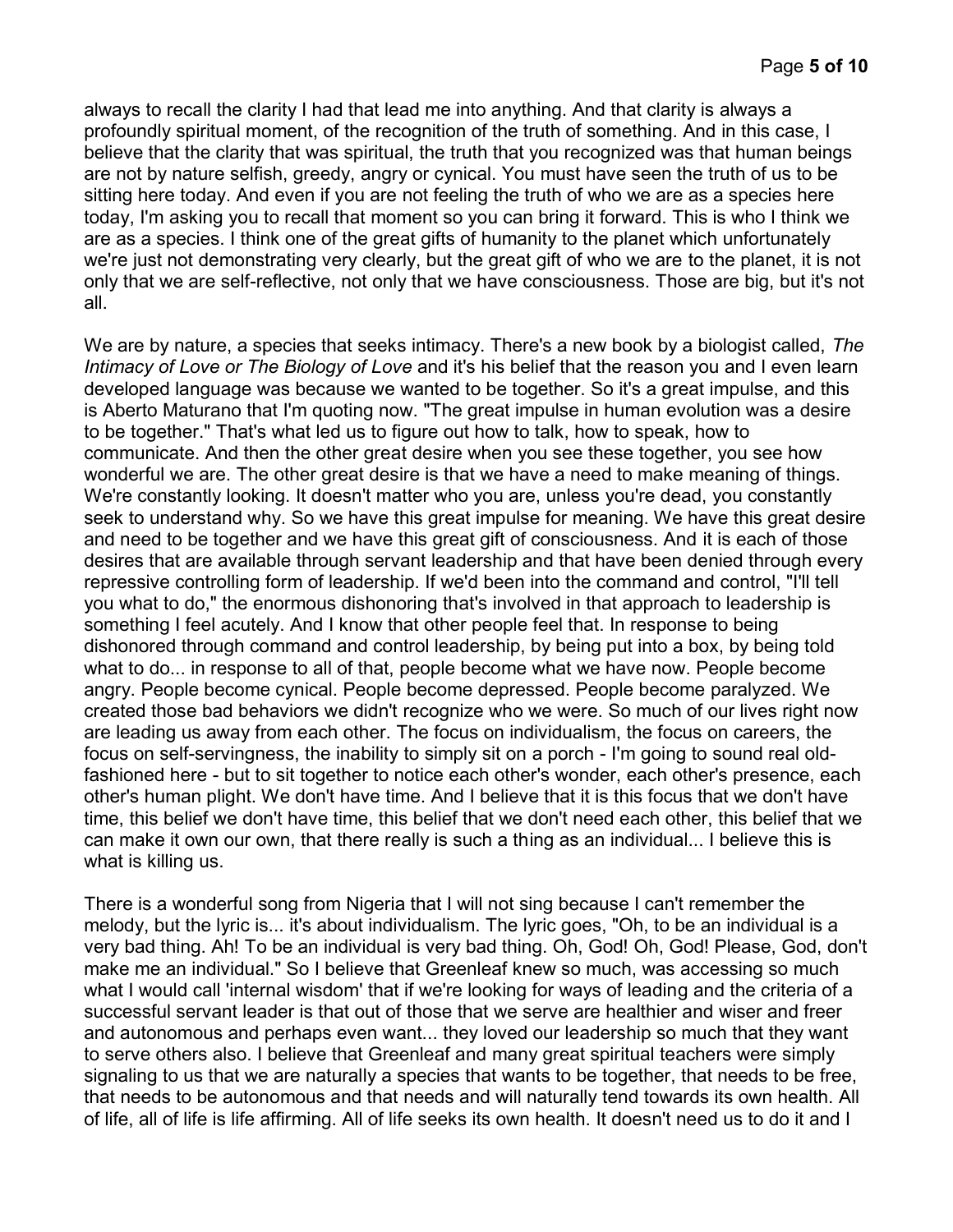always to recall the clarity I had that lead me into anything. And that clarity is always a profoundly spiritual moment, of the recognition of the truth of something. And in this case, I believe that the clarity that was spiritual, the truth that you recognized was that human beings are not by nature selfish, greedy, angry or cynical. You must have seen the truth of us to be sitting here today. And even if you are not feeling the truth of who we are as a species here today, I'm asking you to recall that moment so you can bring it forward. This is who I think we are as a species. I think one of the great gifts of humanity to the planet which unfortunately we're just not demonstrating very clearly, but the great gift of who we are to the planet, it is not only that we are self-reflective, not only that we have consciousness. Those are big, but it's not all.

We are by nature, a species that seeks intimacy. There's a new book by a biologist called, *The Intimacy of Love or The Biology of Love* and it's his belief that the reason you and I even learn developed language was because we wanted to be together. So it's a great impulse, and this is Aberto Maturano that I'm quoting now. "The great impulse in human evolution was a desire to be together." That's what led us to figure out how to talk, how to speak, how to communicate. And then the other great desire when you see these together, you see how wonderful we are. The other great desire is that we have a need to make meaning of things. We're constantly looking. It doesn't matter who you are, unless you're dead, you constantly seek to understand why. So we have this great impulse for meaning. We have this great desire and need to be together and we have this great gift of consciousness. And it is each of those desires that are available through servant leadership and that have been denied through every repressive controlling form of leadership. If we'd been into the command and control, "I'll tell you what to do," the enormous dishonoring that's involved in that approach to leadership is something I feel acutely. And I know that other people feel that. In response to being dishonored through command and control leadership, by being put into a box, by being told what to do... in response to all of that, people become what we have now. People become angry. People become cynical. People become depressed. People become paralyzed. We created those bad behaviors we didn't recognize who we were. So much of our lives right now are leading us away from each other. The focus on individualism, the focus on careers, the focus on self-servingness, the inability to simply sit on a porch - I'm going to sound real old-fashioned here - but to sit together to notice each other's wonder, each other's presence, each other's human plight. We don't have time. And I believe that it is this focus that we don't have time, this belief we don't have time, this belief that we don't need each other, this belief that we can make it own our own, that there really is such a thing as an individual... I believe this is what is killing us.

There is a wonderful song from Nigeria that I will not sing because I can't remember the melody, but the lyric is... it's about individualism. The lyric goes, "Oh, to be an individual is a very bad thing. Ah! To be an individual is very bad thing. Oh, God! Oh, God! Please, God, don't make me an individual." So I believe that Greenleaf knew so much, was accessing so much what I would call 'internal wisdom' that if we're looking for ways of leading and the criteria of a successful servant leader is that out of those that we serve are healthier and wiser and freer and autonomous and perhaps even want... they loved our leadership so much that they want to serve others also. I believe that Greenleaf and many great spiritual teachers were simply signaling to us that we are naturally a species that wants to be together, that needs to be free, that needs to be autonomous and that needs and will naturally tend towards its own health. All of life, all of life is life affirming. All of life seeks its own health. It doesn't need us to do it and I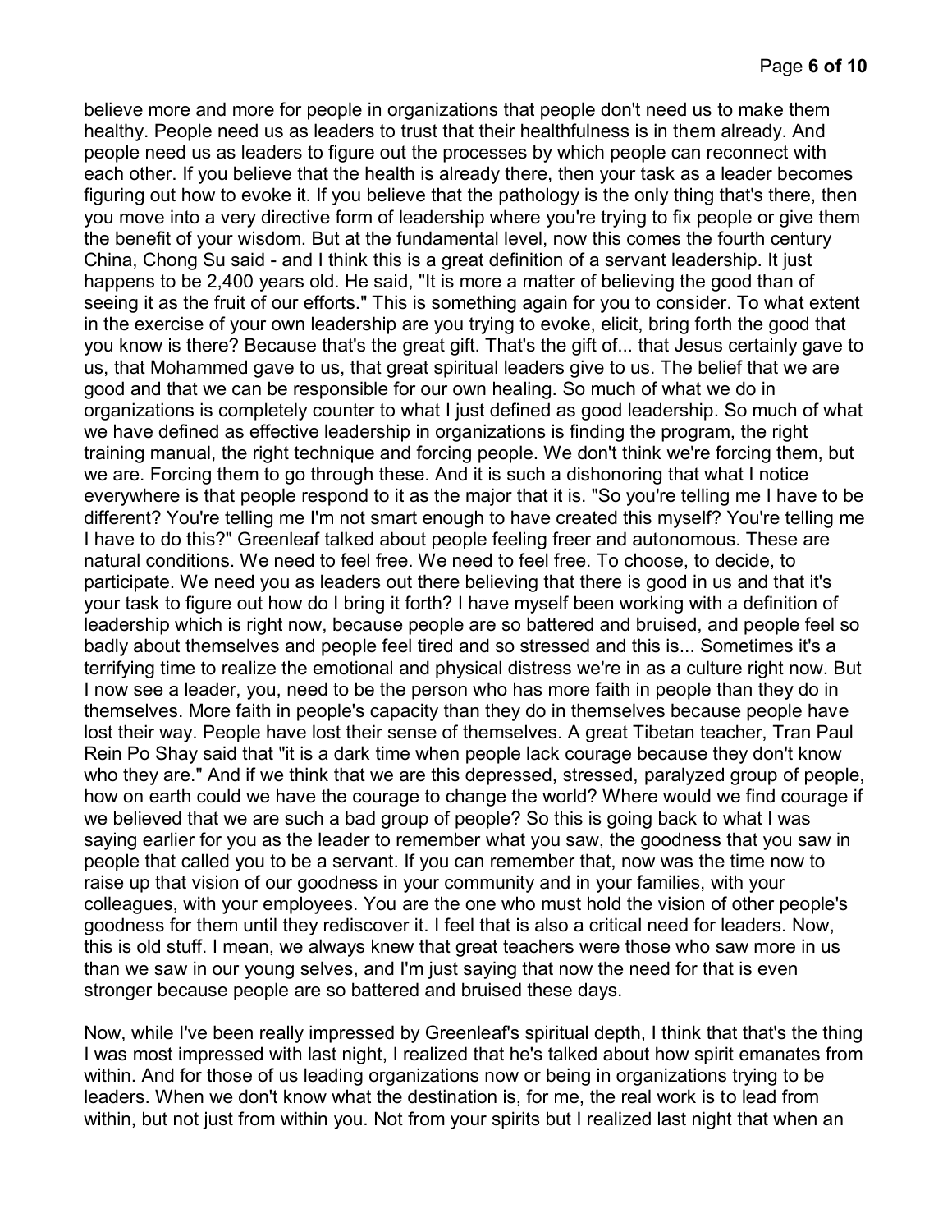believe more and more for people in organizations that people don't need us to make them healthy. People need us as leaders to trust that their healthfulness is in them already. And people need us as leaders to figure out the processes by which people can reconnect with each other. If you believe that the health is already there, then your task as a leader becomes figuring out how to evoke it. If you believe that the pathology is the only thing that's there, then you move into a very directive form of leadership where you're trying to fix people or give them the benefit of your wisdom. But at the fundamental level, now this comes the fourth century China, Chong Su said - and I think this is a great definition of a servant leadership. It just happens to be 2,400 years old. He said, "It is more a matter of believing the good than of seeing it as the fruit of our efforts." This is something again for you to consider. To what extent in the exercise of your own leadership are you trying to evoke, elicit, bring forth the good that you know is there? Because that's the great gift. That's the gift of... that Jesus certainly gave to us, that Mohammed gave to us, that great spiritual leaders give to us. The belief that we are good and that we can be responsible for our own healing. So much of what we do in organizations is completely counter to what I just defined as good leadership. So much of what we have defined as effective leadership in organizations is finding the program, the right training manual, the right technique and forcing people. We don't think we're forcing them, but we are. Forcing them to go through these. And it is such a dishonoring that what I notice everywhere is that people respond to it as the major that it is. "So you're telling me I have to be different? You're telling me I'm not smart enough to have created this myself? You're telling me I have to do this?" Greenleaf talked about people feeling freer and autonomous. These are natural conditions. We need to feel free. We need to feel free. To choose, to decide, to participate. We need you as leaders out there believing that there is good in us and that it's your task to figure out how do I bring it forth? I have myself been working with a definition of leadership which is right now, because people are so battered and bruised, and people feel so badly about themselves and people feel tired and so stressed and this is... Sometimes it's a terrifying time to realize the emotional and physical distress we're in as a culture right now. But I now see a leader, you, need to be the person who has more faith in people than they do in themselves. More faith in people's capacity than they do in themselves because people have lost their way. People have lost their sense of themselves. A great Tibetan teacher, Tran Paul Rein Po Shay said that "it is a dark time when people lack courage because they don't know who they are." And if we think that we are this depressed, stressed, paralyzed group of people, how on earth could we have the courage to change the world? Where would we find courage if we believed that we are such a bad group of people? So this is going back to what I was saying earlier for you as the leader to remember what you saw, the goodness that you saw in people that called you to be a servant. If you can remember that, now was the time now to raise up that vision of our goodness in your community and in your families, with your colleagues, with your employees. You are the one who must hold the vision of other people's goodness for them until they rediscover it. I feel that is also a critical need for leaders. Now, this is old stuff. I mean, we always knew that great teachers were those who saw more in us than we saw in our young selves, and I'm just saying that now the need for that is even stronger because people are so battered and bruised these days.

Now, while I've been really impressed by Greenleaf's spiritual depth, I think that that's the thing I was most impressed with last night, I realized that he's talked about how spirit emanates from within. And for those of us leading organizations now or being in organizations trying to be leaders. When we don't know what the destination is, for me, the real work is to lead from within, but not just from within you. Not from your spirits but I realized last night that when an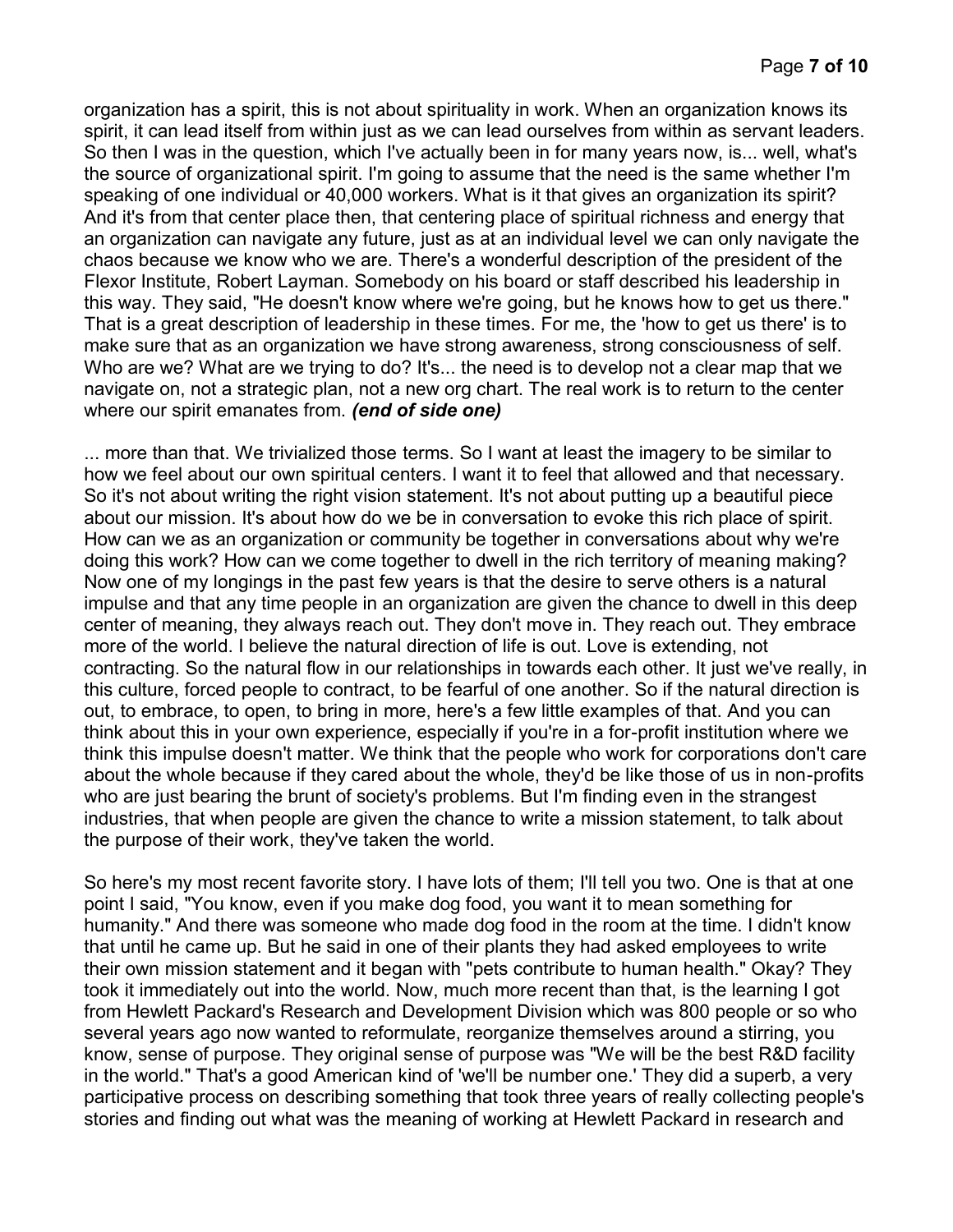organization has a spirit, this is not about spirituality in work. When an organization knows its spirit, it can lead itself from within just as we can lead ourselves from within as servant leaders. So then I was in the question, which I've actually been in for many years now, is... well, what's the source of organizational spirit. I'm going to assume that the need is the same whether I'm speaking of one individual or 40,000 workers. What is it that gives an organization its spirit? And it's from that center place then, that centering place of spiritual richness and energy that an organization can navigate any future, just as at an individual level we can only navigate the chaos because we know who we are. There's a wonderful description of the president of the Flexor Institute, Robert Layman. Somebody on his board or staff described his leadership in this way. They said, "He doesn't know where we're going, but he knows how to get us there." That is a great description of leadership in these times. For me, the 'how to get us there' is to make sure that as an organization we have strong awareness, strong consciousness of self. Who are we? What are we trying to do? It's... the need is to develop not a clear map that we navigate on, not a strategic plan, not a new org chart. The real work is to return to the center where our spirit emanates from. ***(end of side one)***

... more than that. We trivialized those terms. So I want at least the imagery to be similar to how we feel about our own spiritual centers. I want it to feel that allowed and that necessary. So it's not about writing the right vision statement. It's not about putting up a beautiful piece about our mission. It's about how do we be in conversation to evoke this rich place of spirit. How can we as an organization or community be together in conversations about why we're doing this work? How can we come together to dwell in the rich territory of meaning making? Now one of my longings in the past few years is that the desire to serve others is a natural impulse and that any time people in an organization are given the chance to dwell in this deep center of meaning, they always reach out. They don't move in. They reach out. They embrace more of the world. I believe the natural direction of life is out. Love is extending, not contracting. So the natural flow in our relationships in towards each other. It just we've really, in this culture, forced people to contract, to be fearful of one another. So if the natural direction is out, to embrace, to open, to bring in more, here's a few little examples of that. And you can think about this in your own experience, especially if you're in a for-profit institution where we think this impulse doesn't matter. We think that the people who work for corporations don't care about the whole because if they cared about the whole, they'd be like those of us in non-profits who are just bearing the brunt of society's problems. But I'm finding even in the strangest industries, that when people are given the chance to write a mission statement, to talk about the purpose of their work, they've taken the world.

So here's my most recent favorite story. I have lots of them; I'll tell you two. One is that at one point I said, "You know, even if you make dog food, you want it to mean something for humanity." And there was someone who made dog food in the room at the time. I didn't know that until he came up. But he said in one of their plants they had asked employees to write their own mission statement and it began with "pets contribute to human health." Okay? They took it immediately out into the world. Now, much more recent than that, is the learning I got from Hewlett Packard's Research and Development Division which was 800 people or so who several years ago now wanted to reformulate, reorganize themselves around a stirring, you know, sense of purpose. They original sense of purpose was "We will be the best R&D facility in the world." That's a good American kind of 'we'll be number one.' They did a superb, a very participative process on describing something that took three years of really collecting people's stories and finding out what was the meaning of working at Hewlett Packard in research and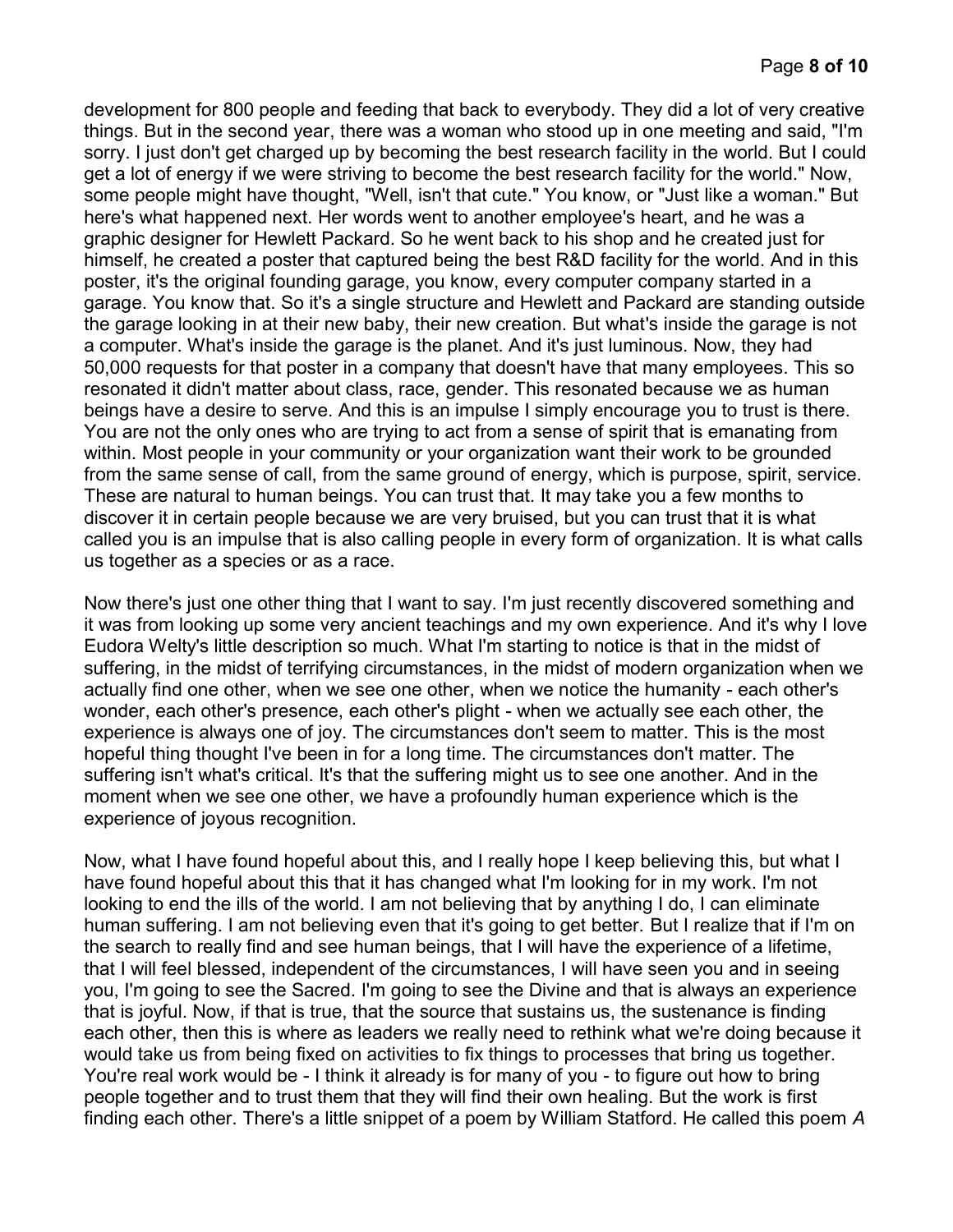development for 800 people and feeding that back to everybody. They did a lot of very creative things. But in the second year, there was a woman who stood up in one meeting and said, "I'm sorry. I just don't get charged up by becoming the best research facility in the world. But I could get a lot of energy if we were striving to become the best research facility for the world." Now, some people might have thought, "Well, isn't that cute." You know, or "Just like a woman." But here's what happened next. Her words went to another employee's heart, and he was a graphic designer for Hewlett Packard. So he went back to his shop and he created just for himself, he created a poster that captured being the best R&D facility for the world. And in this poster, it's the original founding garage, you know, every computer company started in a garage. You know that. So it's a single structure and Hewlett and Packard are standing outside the garage looking in at their new baby, their new creation. But what's inside the garage is not a computer. What's inside the garage is the planet. And it's just luminous. Now, they had 50,000 requests for that poster in a company that doesn't have that many employees. This so resonated it didn't matter about class, race, gender. This resonated because we as human beings have a desire to serve. And this is an impulse I simply encourage you to trust is there. You are not the only ones who are trying to act from a sense of spirit that is emanating from within. Most people in your community or your organization want their work to be grounded from the same sense of call, from the same ground of energy, which is purpose, spirit, service. These are natural to human beings. You can trust that. It may take you a few months to discover it in certain people because we are very bruised, but you can trust that it is what called you is an impulse that is also calling people in every form of organization. It is what calls us together as a species or as a race.

Now there's just one other thing that I want to say. I'm just recently discovered something and it was from looking up some very ancient teachings and my own experience. And it's why I love Eudora Welty's little description so much. What I'm starting to notice is that in the midst of suffering, in the midst of terrifying circumstances, in the midst of modern organization when we actually find one other, when we see one other, when we notice the humanity - each other's wonder, each other's presence, each other's plight - when we actually see each other, the experience is always one of joy. The circumstances don't seem to matter. This is the most hopeful thing thought I've been in for a long time. The circumstances don't matter. The suffering isn't what's critical. It's that the suffering might us to see one another. And in the moment when we see one other, we have a profoundly human experience which is the experience of joyous recognition.

Now, what I have found hopeful about this, and I really hope I keep believing this, but what I have found hopeful about this that it has changed what I'm looking for in my work. I'm not looking to end the ills of the world. I am not believing that by anything I do, I can eliminate human suffering. I am not believing even that it's going to get better. But I realize that if I'm on the search to really find and see human beings, that I will have the experience of a lifetime, that I will feel blessed, independent of the circumstances, I will have seen you and in seeing you, I'm going to see the Sacred. I'm going to see the Divine and that is always an experience that is joyful. Now, if that is true, that the source that sustains us, the sustenance is finding each other, then this is where as leaders we really need to rethink what we're doing because it would take us from being fixed on activities to fix things to processes that bring us together. You're real work would be - I think it already is for many of you - to figure out how to bring people together and to trust them that they will find their own healing. But the work is first finding each other. There's a little snippet of a poem by William Statford. He called this poem *A*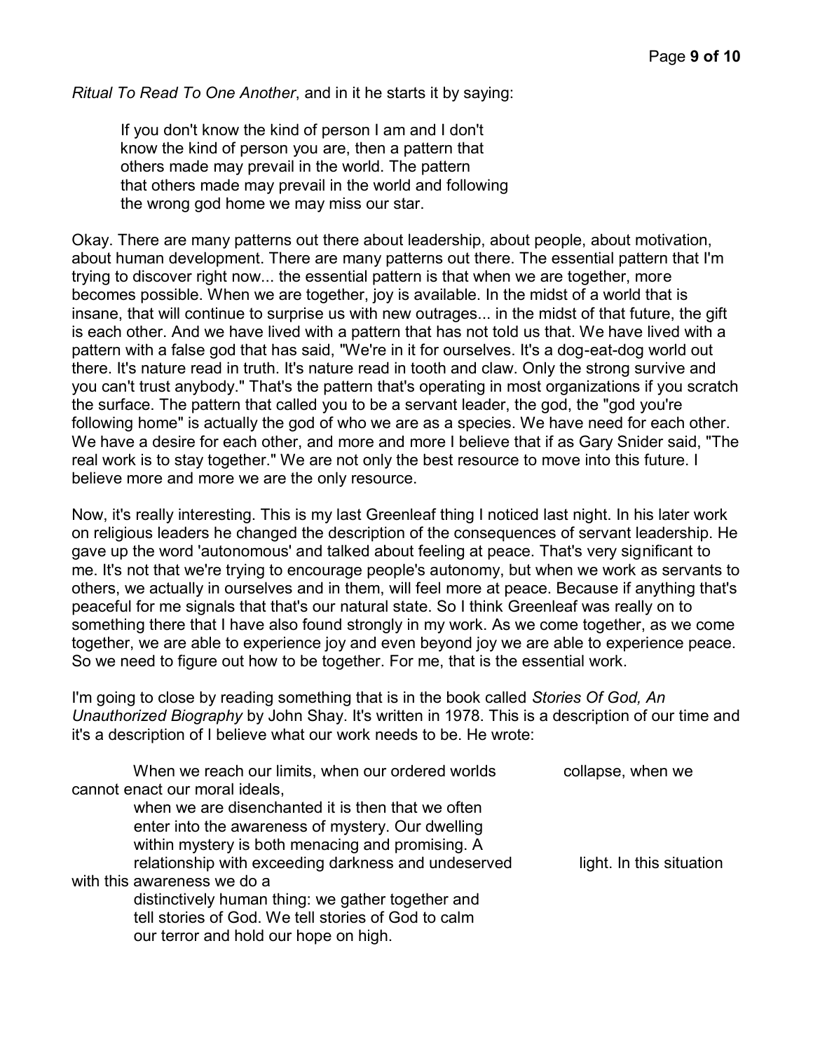*Ritual To Read To One Another*, and in it he starts it by saying:

> If you don't know the kind of person I am and I don't know the kind of person you are, then a pattern that others made may prevail in the world. The pattern that others made may prevail in the world and following the wrong god home we may miss our star.

Okay. There are many patterns out there about leadership, about people, about motivation, about human development. There are many patterns out there. The essential pattern that I'm trying to discover right now... the essential pattern is that when we are together, more becomes possible. When we are together, joy is available. In the midst of a world that is insane, that will continue to surprise us with new outrages... in the midst of that future, the gift is each other. And we have lived with a pattern that has not told us that. We have lived with a pattern with a false god that has said, "We're in it for ourselves. It's a dog-eat-dog world out there. It's nature read in truth. It's nature read in tooth and claw. Only the strong survive and you can't trust anybody." That's the pattern that's operating in most organizations if you scratch the surface. The pattern that called you to be a servant leader, the god, the "god you're following home" is actually the god of who we are as a species. We have need for each other. We have a desire for each other, and more and more I believe that if as Gary Snider said, "The real work is to stay together." We are not only the best resource to move into this future. I believe more and more we are the only resource.

Now, it's really interesting. This is my last Greenleaf thing I noticed last night. In his later work on religious leaders he changed the description of the consequences of servant leadership. He gave up the word 'autonomous' and talked about feeling at peace. That's very significant to me. It's not that we're trying to encourage people's autonomy, but when we work as servants to others, we actually in ourselves and in them, will feel more at peace. Because if anything that's peaceful for me signals that that's our natural state. So I think Greenleaf was really on to something there that I have also found strongly in my work. As we come together, as we come together, we are able to experience joy and even beyond joy we are able to experience peace. So we need to figure out how to be together. For me, that is the essential work.

I'm going to close by reading something that is in the book called *Stories Of God, An Unauthorized Biography* by John Shay. It's written in 1978. This is a description of our time and it's a description of I believe what our work needs to be. He wrote:

> When we reach our limits, when our ordered worlds collapse, when we cannot enact our moral ideals, when we are disenchanted it is then that we often enter into the awareness of mystery. Our dwelling within mystery is both menacing and promising. A relationship with exceeding darkness and undeserved light. In this situation with this awareness we do a distinctively human thing: we gather together and tell stories of God. We tell stories of God to calm our terror and hold our hope on high.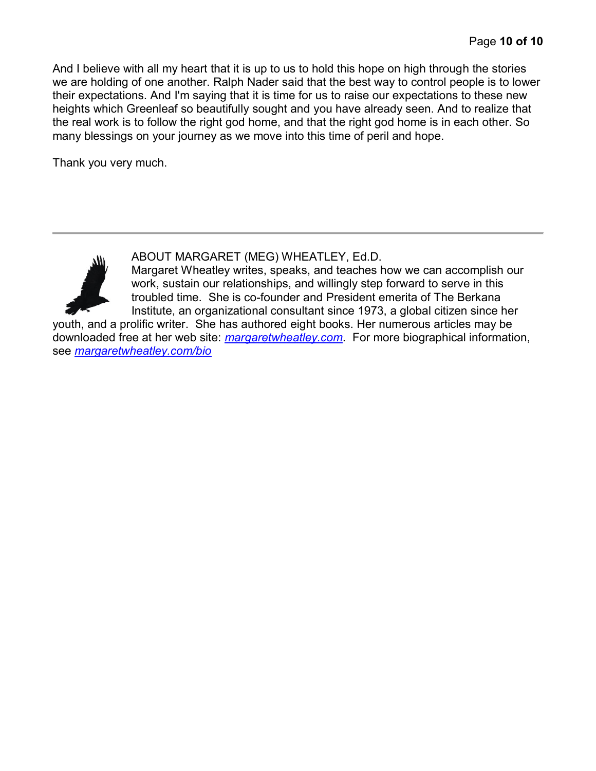And I believe with all my heart that it is up to us to hold this hope on high through the stories we are holding of one another. Ralph Nader said that the best way to control people is to lower their expectations. And I'm saying that it is time for us to raise our expectations to these new heights which Greenleaf so beautifully sought and you have already seen. And to realize that the real work is to follow the right god home, and that the right god home is in each other. So many blessings on your journey as we move into this time of peril and hope.

Thank you very much.

---

ABOUT MARGARET (MEG) WHEATLEY, Ed.D.

Margaret Wheatley writes, speaks, and teaches how we can accomplish our work, sustain our relationships, and willingly step forward to serve in this troubled time. She is co-founder and President emerita of The Berkana Institute, an organizational consultant since 1973, a global citizen since her youth, and a prolific writer. She has authored eight books. Her numerous articles may be downloaded free at her web site: *margaretwheatley.com*. For more biographical information, see *margaretwheatley.com/bio*